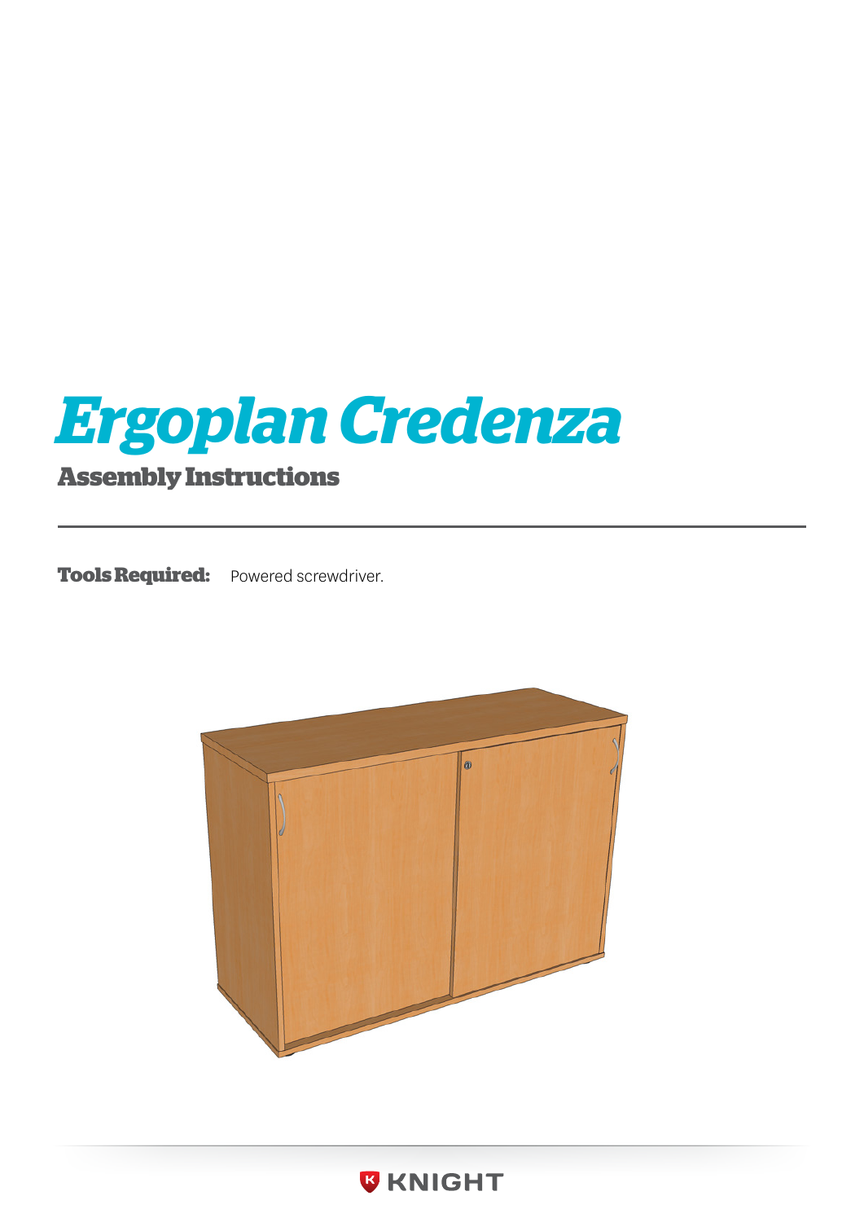# Ergoplan Credenza

## Assembly Instructions

**Tools Required:** Powered screwdriver.

KNIGHT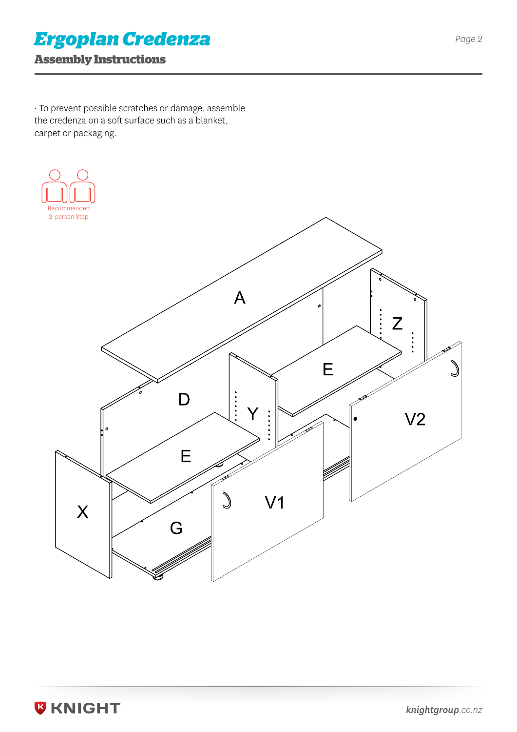# Ergoplan Credenza

## Assembly Instructions

· To prevent possible scratches or damage, assemble the credenza on a soft surface such as a blanket, carpet or packaging.

Recommended 2-person Step

A

Z

E

D

Y

V2

E

X

V1

G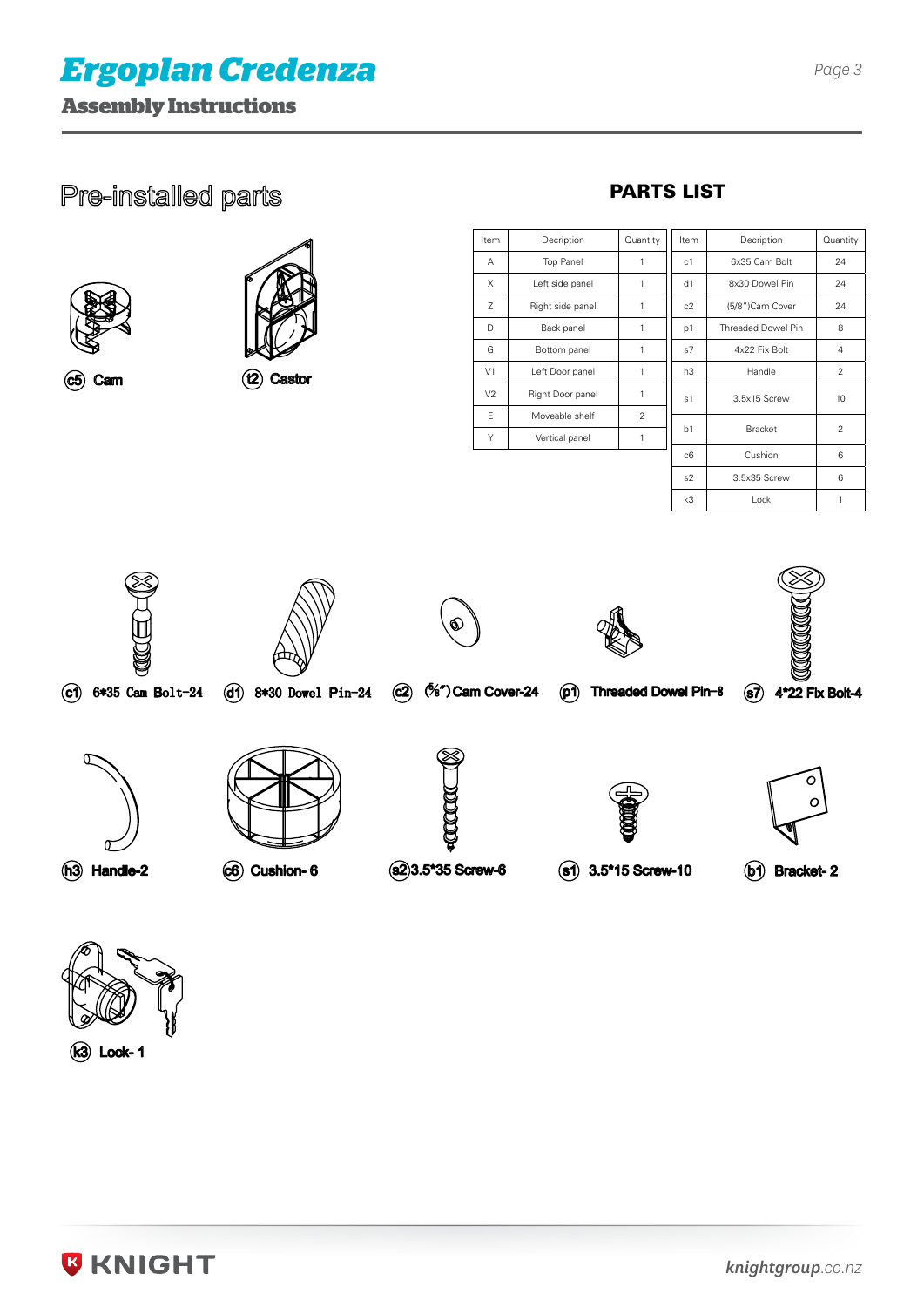# Ergoplan Credenza

## Assembly Instructions

## Pre-installed parts

c5 Cam

t2 Castor

## PARTS LIST

| Item | Decription | Quantity | Item | Decription | Quantity |
|---|---|---|---|---|---|
| A | Top Panel | 1 | c1 | 6x35 Cam Bolt | 24 |
| X | Left side panel | 1 | d1 | 8x30 Dowel Pin | 24 |
| Z | Right side panel | 1 | c2 | (5/8")Cam Cover | 24 |
| D | Back panel | 1 | p1 | Threaded Dowel Pin | 8 |
| G | Bottom panel | 1 | s7 | 4x22 Fix Bolt | 4 |
| V1 | Left Door panel | 1 | h3 | Handle | 2 |
| V2 | Right Door panel | 1 | s1 | 3.5x15 Screw | 10 |
| E | Moveable shelf | 2 | b1 | Bracket | 2 |
| Y | Vertical panel | 1 | | | |
| | | | c6 | Cushion | 6 |
| | | | s2 | 3.5x35 Screw | 6 |
| | | | k3 | Lock | 1 |

c1 6*35 Cam Bolt-24

d1 8*30 Dowel Pin-24

c2 (5/8")Cam Cover-24

p1 Threaded Dowel Pin-8

s7 4*22 Fix Bolt-4

h3 Handle-2

c6 Cushion- 6

s2 3.5*35 Screw-6

s1 3.5*15 Screw-10

b1 Bracket- 2

k3 Lock- 1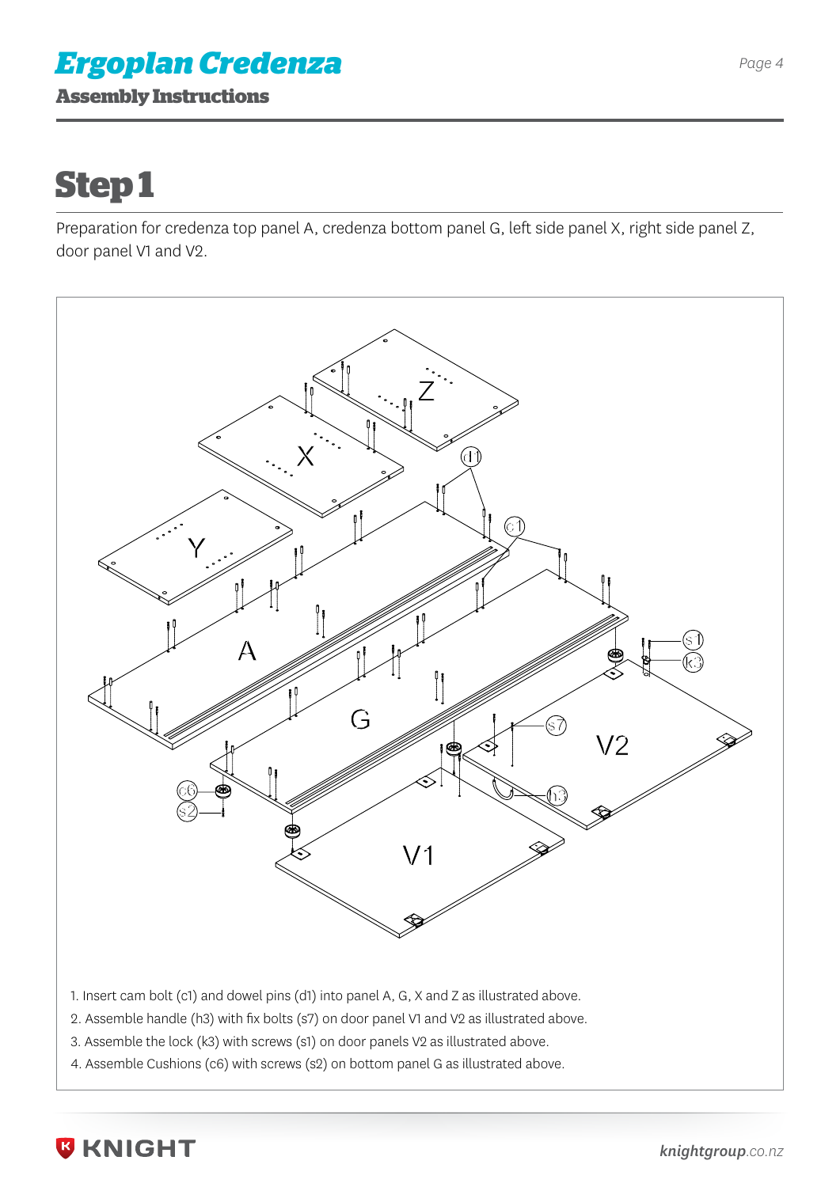# Step 1

Preparation for credenza top panel A, credenza bottom panel G, left side panel X, right side panel Z, door panel V1 and V2.

1. Insert cam bolt (c1) and dowel pins (d1) into panel A, G, X and Z as illustrated above.
2. Assemble handle (h3) with fix bolts (s7) on door panel V1 and V2 as illustrated above.
3. Assemble the lock (k3) with screws (s1) on door panels V2 as illustrated above.
4. Assemble Cushions (c6) with screws (s2) on bottom panel G as illustrated above.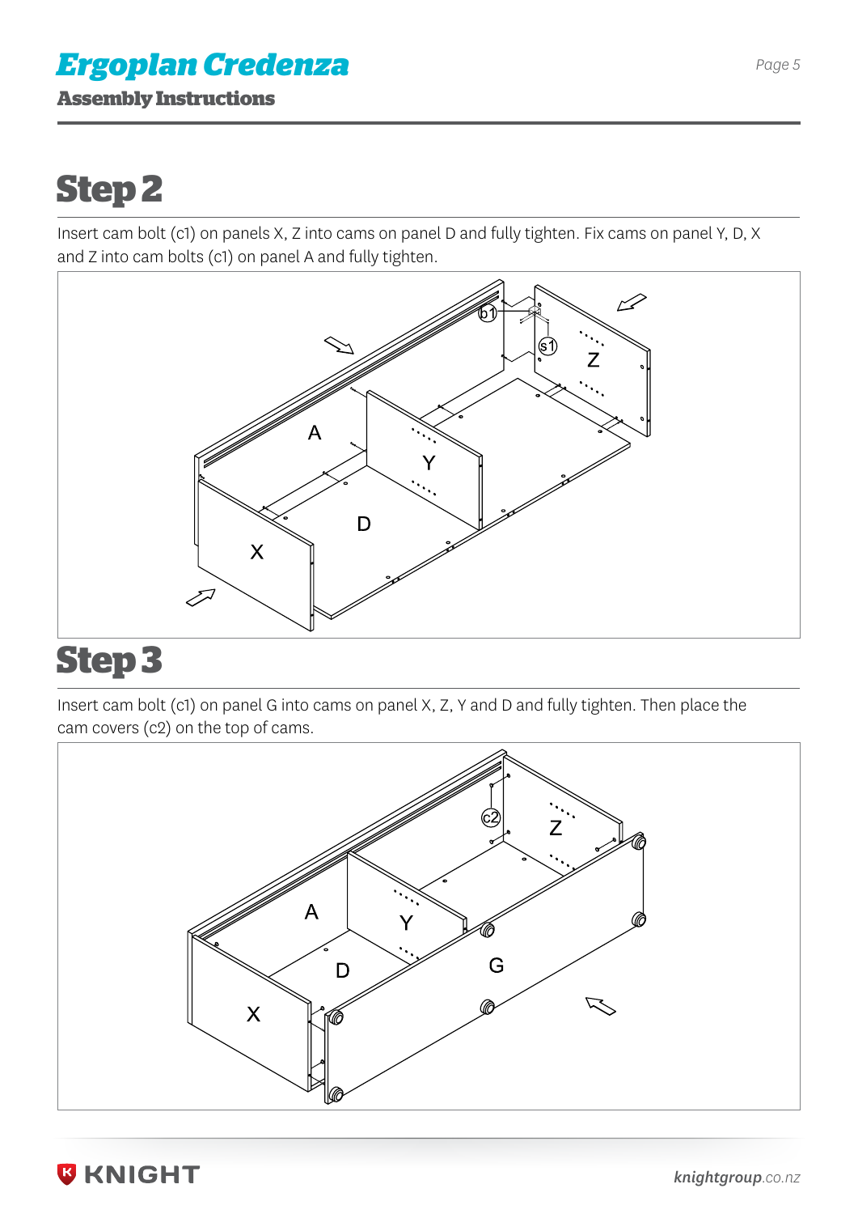## Step 2

Insert cam bolt (c1) on panels X, Z into cams on panel D and fully tighten. Fix cams on panel Y, D, X and Z into cam bolts (c1) on panel A and fully tighten.

## Step 3

Insert cam bolt (c1) on panel G into cams on panel X, Z, Y and D and fully tighten. Then place the cam covers (c2) on the top of cams.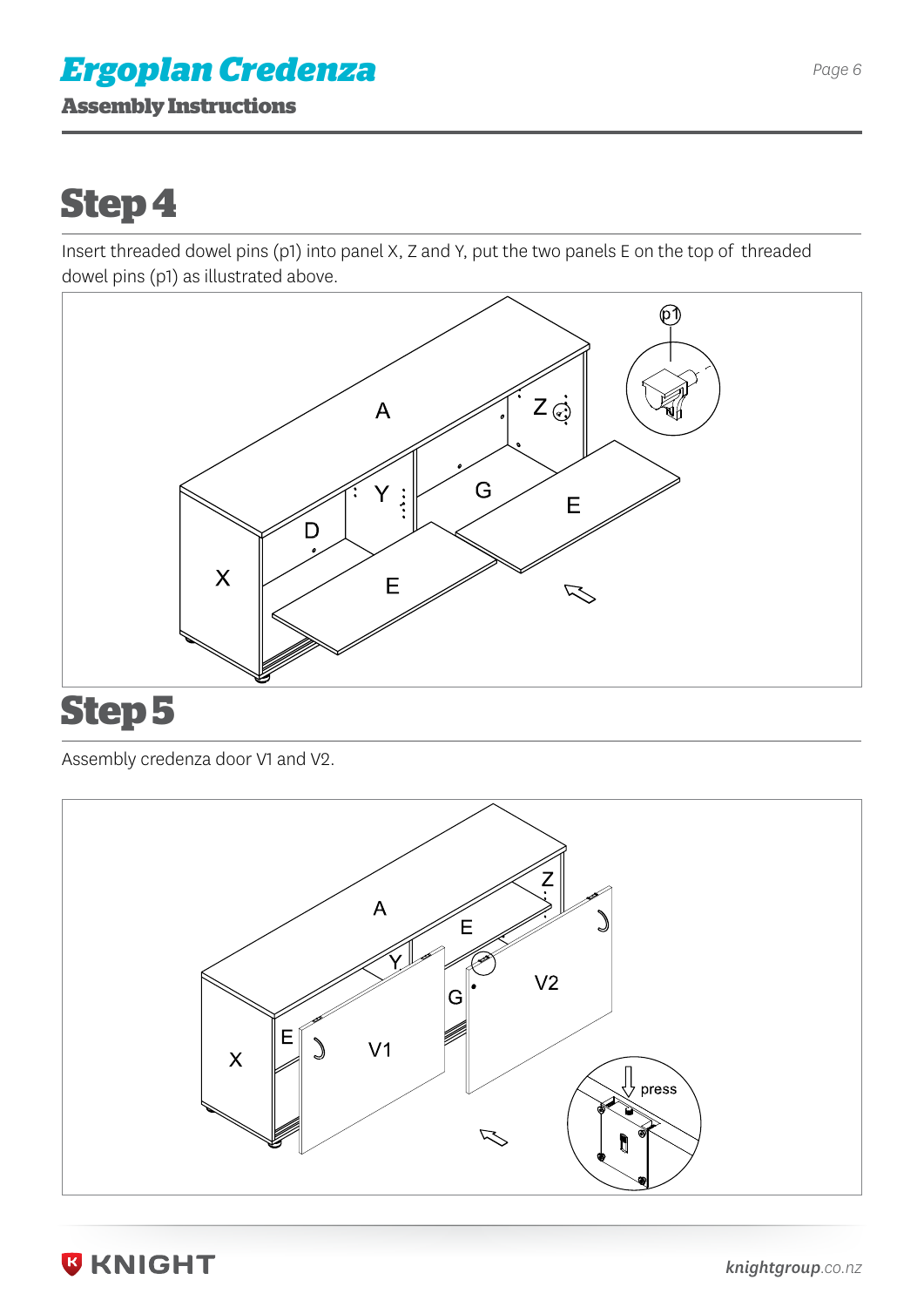# Ergoplan Credenza

## Assembly Instructions

## Step 4

Insert threaded dowel pins (p1) into panel X, Z and Y, put the two panels E on the top of threaded dowel pins (p1) as illustrated above.

## Step 5

Assembly credenza door V1 and V2.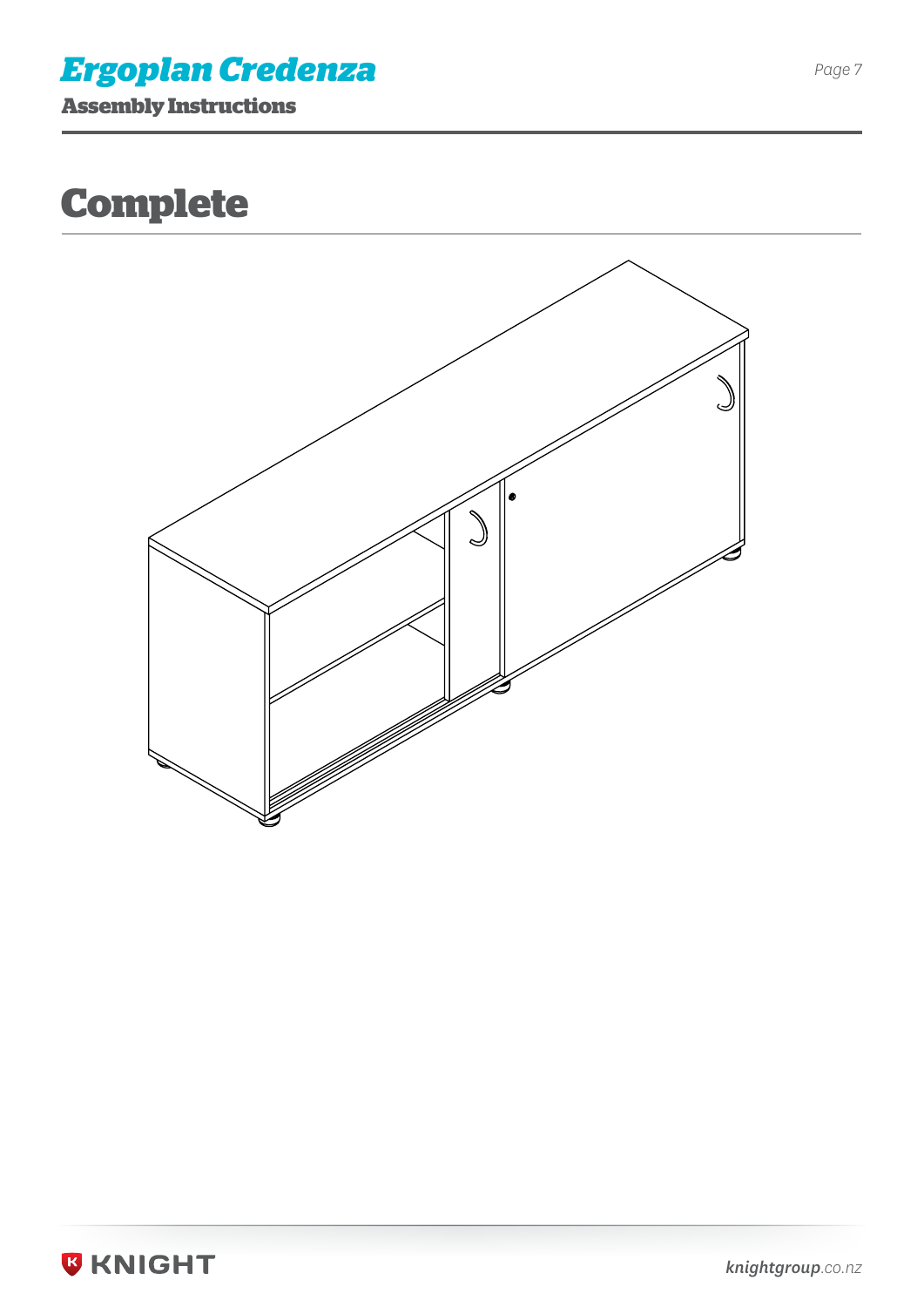# Complete